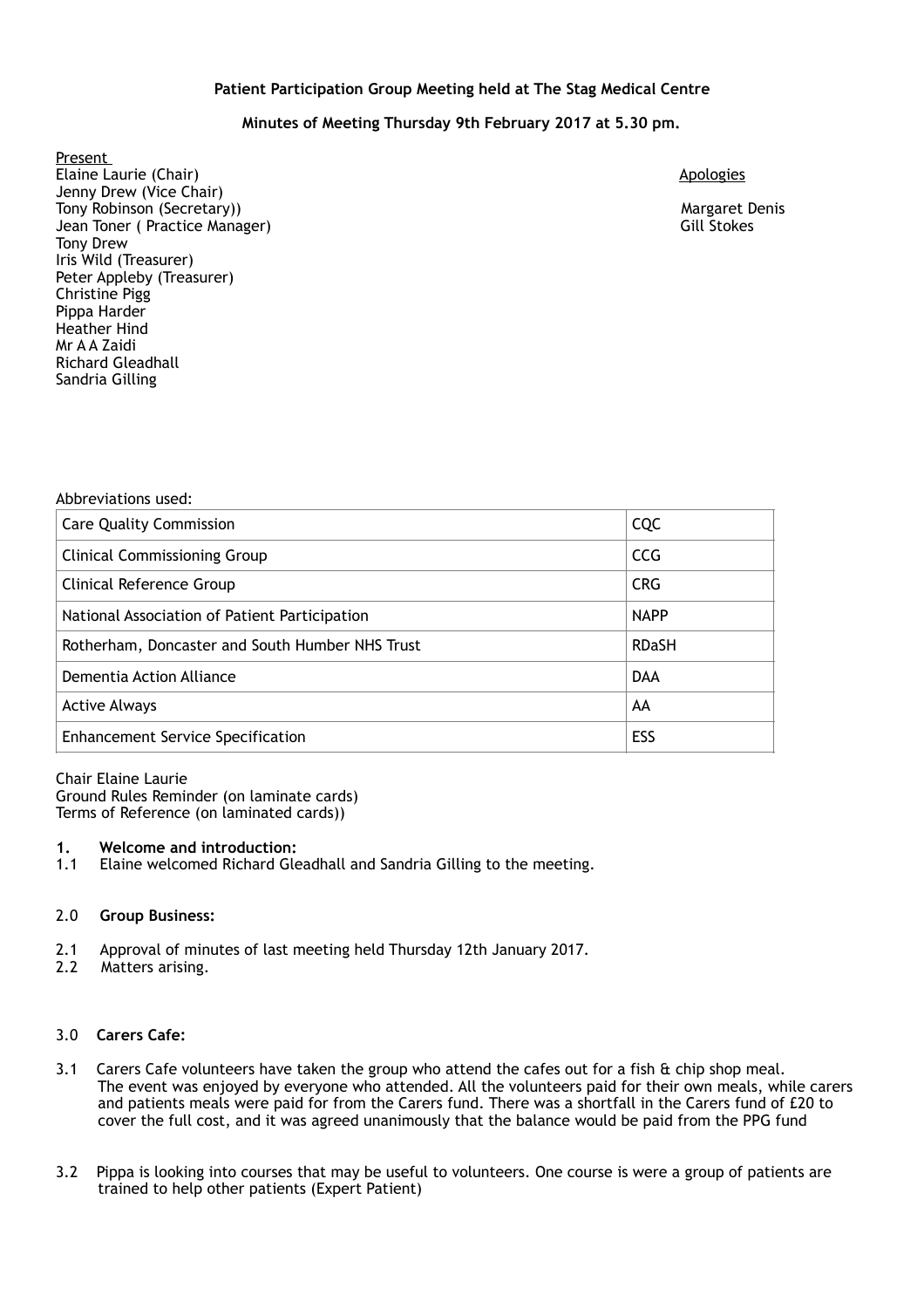**Patient Participation Group Meeting held at The Stag Medical Centre**

**Minutes of Meeting Thursday 9th February 2017 at 5.30 pm.**

Present
Elaine Laurie (Chair)
Jenny Drew (Vice Chair)
Tony Robinson (Secretary))
Jean Toner ( Practice Manager)
Tony Drew
Iris Wild (Treasurer)
Peter Appleby (Treasurer)
Christine Pigg
Pippa Harder
Heather Hind
Mr A A Zaidi
Richard Gleadhall
Sandria Gilling

Apologies

Margaret Denis
Gill Stokes

Abbreviations used:

| | |
|---|---|
| Care Quality Commission | CQC |
| Clinical Commissioning Group | CCG |
| Clinical Reference Group | CRG |
| National Association of Patient Participation | NAPP |
| Rotherham, Doncaster and South Humber NHS Trust | RDaSH |
| Dementia Action Alliance | DAA |
| Active Always | AA |
| Enhancement Service Specification | ESS |

Chair Elaine Laurie
Ground Rules Reminder (on laminate cards)
Terms of Reference (on laminated cards))

**1. Welcome and introduction:**

1.1 Elaine welcomed Richard Gleadhall and Sandria Gilling to the meeting.

2.0 **Group Business:**

2.1 Approval of minutes of last meeting held Thursday 12th January 2017.
2.2 Matters arising.

3.0 **Carers Cafe:**

3.1 Carers Cafe volunteers have taken the group who attend the cafes out for a fish & chip shop meal. The event was enjoyed by everyone who attended. All the volunteers paid for their own meals, while carers and patients meals were paid for from the Carers fund. There was a shortfall in the Carers fund of £20 to cover the full cost, and it was agreed unanimously that the balance would be paid from the PPG fund

3.2 Pippa is looking into courses that may be useful to volunteers. One course is were a group of patients are trained to help other patients (Expert Patient)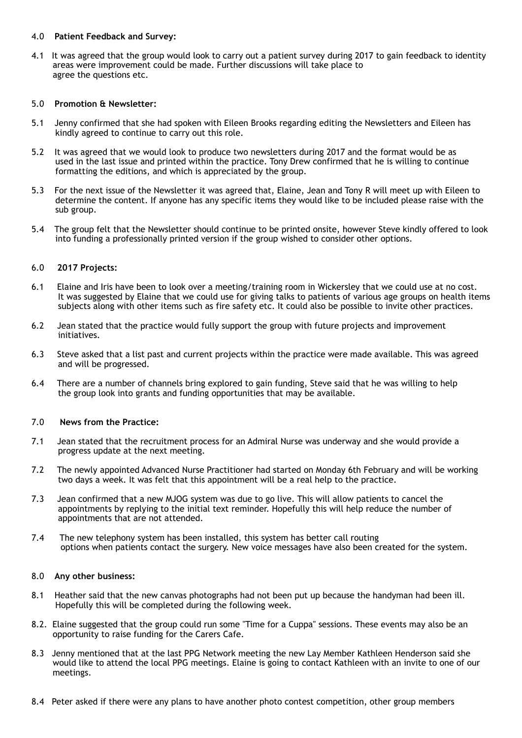4.0 **Patient Feedback and Survey:**

4.1 It was agreed that the group would look to carry out a patient survey during 2017 to gain feedback to identity areas were improvement could be made. Further discussions will take place to agree the questions etc.

5.0 **Promotion & Newsletter:**

5.1 Jenny confirmed that she had spoken with Eileen Brooks regarding editing the Newsletters and Eileen has kindly agreed to continue to carry out this role.

5.2 It was agreed that we would look to produce two newsletters during 2017 and the format would be as used in the last issue and printed within the practice. Tony Drew confirmed that he is willing to continue formatting the editions, and which is appreciated by the group.

5.3 For the next issue of the Newsletter it was agreed that, Elaine, Jean and Tony R will meet up with Eileen to determine the content. If anyone has any specific items they would like to be included please raise with the sub group.

5.4 The group felt that the Newsletter should continue to be printed onsite, however Steve kindly offered to look into funding a professionally printed version if the group wished to consider other options.

6.0 **2017 Projects:**

6.1 Elaine and Iris have been to look over a meeting/training room in Wickersley that we could use at no cost. It was suggested by Elaine that we could use for giving talks to patients of various age groups on health items subjects along with other items such as fire safety etc. It could also be possible to invite other practices.

6.2 Jean stated that the practice would fully support the group with future projects and improvement initiatives.

6.3 Steve asked that a list past and current projects within the practice were made available. This was agreed and will be progressed.

6.4 There are a number of channels bring explored to gain funding, Steve said that he was willing to help the group look into grants and funding opportunities that may be available.

7.0 **News from the Practice:**

7.1 Jean stated that the recruitment process for an Admiral Nurse was underway and she would provide a progress update at the next meeting.

7.2 The newly appointed Advanced Nurse Practitioner had started on Monday 6th February and will be working two days a week. It was felt that this appointment will be a real help to the practice.

7.3 Jean confirmed that a new MJOG system was due to go live. This will allow patients to cancel the appointments by replying to the initial text reminder. Hopefully this will help reduce the number of appointments that are not attended.

7.4 The new telephony system has been installed, this system has better call routing options when patients contact the surgery. New voice messages have also been created for the system.

8.0 **Any other business:**

8.1 Heather said that the new canvas photographs had not been put up because the handyman had been ill. Hopefully this will be completed during the following week.

8.2. Elaine suggested that the group could run some "Time for a Cuppa" sessions. These events may also be an opportunity to raise funding for the Carers Cafe.

8.3 Jenny mentioned that at the last PPG Network meeting the new Lay Member Kathleen Henderson said she would like to attend the local PPG meetings. Elaine is going to contact Kathleen with an invite to one of our meetings.

8.4 Peter asked if there were any plans to have another photo contest competition, other group members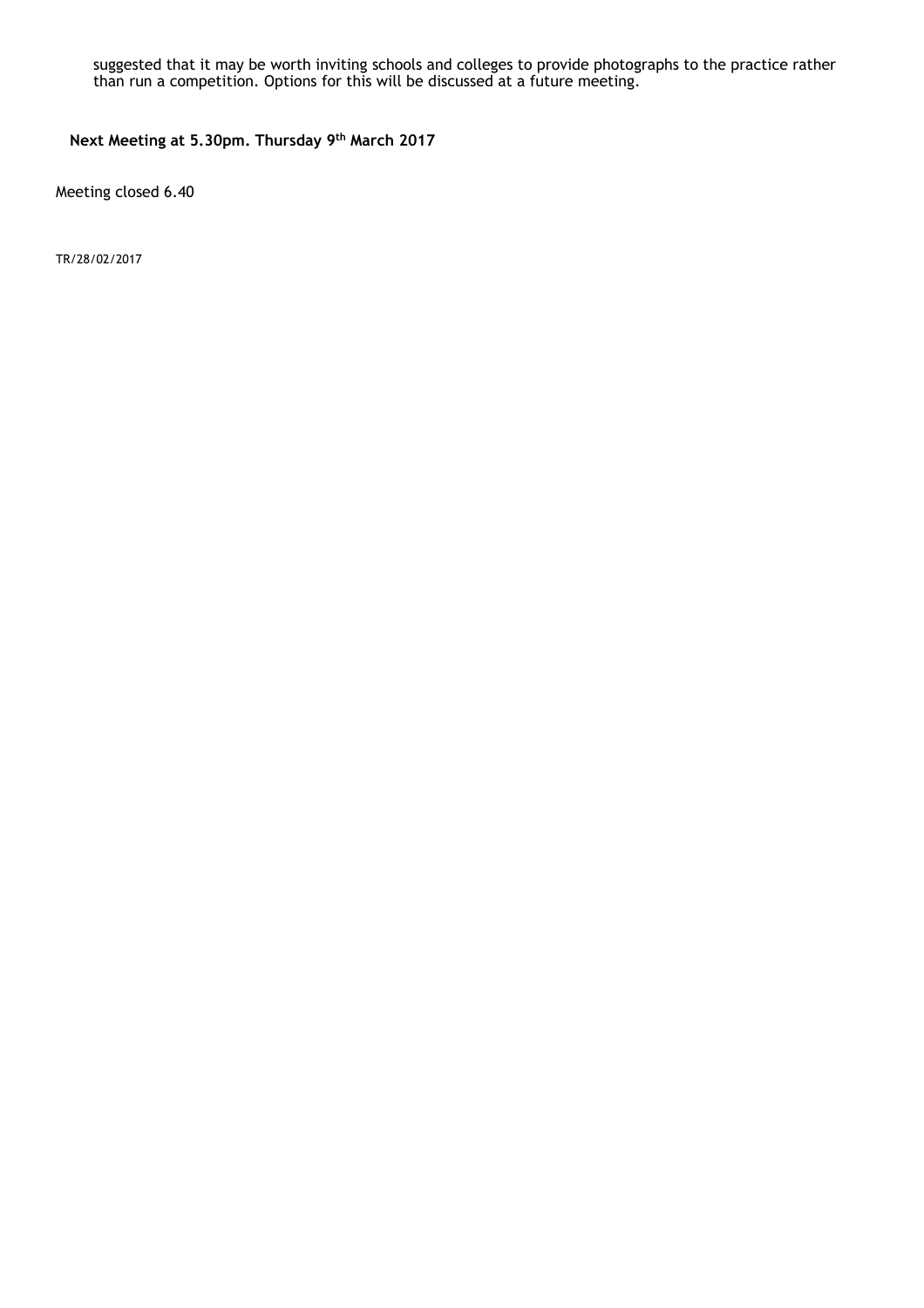suggested that it may be worth inviting schools and colleges to provide photographs to the practice rather than run a competition. Options for this will be discussed at a future meeting.

**Next Meeting at 5.30pm. Thursday 9th March 2017**

Meeting closed 6.40

TR/28/02/2017